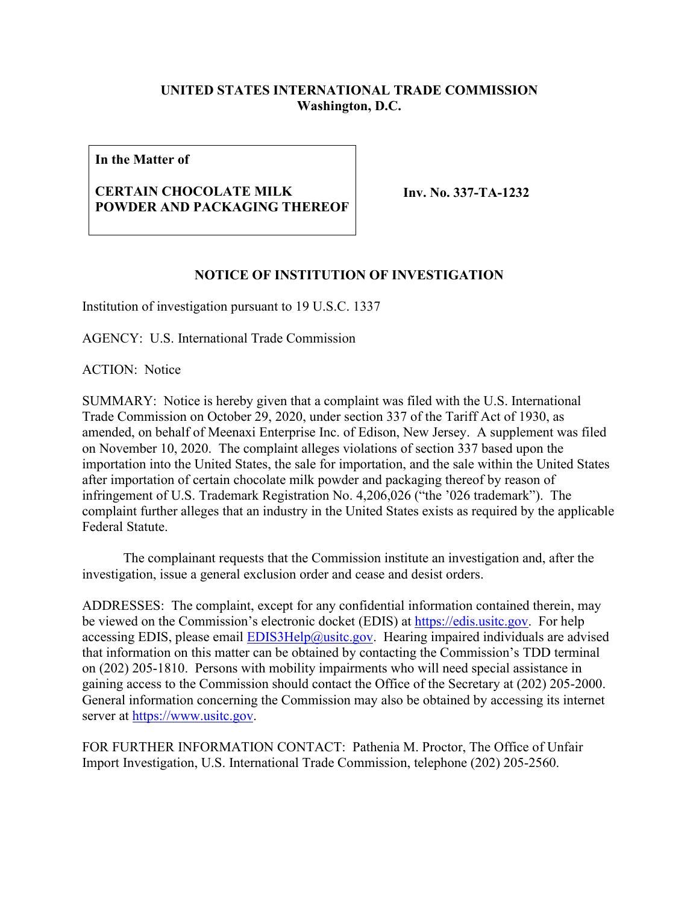**UNITED STATES INTERNATIONAL TRADE COMMISSION**
**Washington, D.C.**

| **In the Matter of**<br><br>**CERTAIN CHOCOLATE MILK POWDER AND PACKAGING THEREOF** | **Inv. No. 337-TA-1232** |
|---|---|

## NOTICE OF INSTITUTION OF INVESTIGATION

Institution of investigation pursuant to 19 U.S.C. 1337

AGENCY: U.S. International Trade Commission

ACTION: Notice

SUMMARY: Notice is hereby given that a complaint was filed with the U.S. International Trade Commission on October 29, 2020, under section 337 of the Tariff Act of 1930, as amended, on behalf of Meenaxi Enterprise Inc. of Edison, New Jersey. A supplement was filed on November 10, 2020. The complaint alleges violations of section 337 based upon the importation into the United States, the sale for importation, and the sale within the United States after importation of certain chocolate milk powder and packaging thereof by reason of infringement of U.S. Trademark Registration No. 4,206,026 ("the '026 trademark"). The complaint further alleges that an industry in the United States exists as required by the applicable Federal Statute.

The complainant requests that the Commission institute an investigation and, after the investigation, issue a general exclusion order and cease and desist orders.

ADDRESSES: The complaint, except for any confidential information contained therein, may be viewed on the Commission's electronic docket (EDIS) at https://edis.usitc.gov. For help accessing EDIS, please email EDIS3Help@usitc.gov. Hearing impaired individuals are advised that information on this matter can be obtained by contacting the Commission's TDD terminal on (202) 205-1810. Persons with mobility impairments who will need special assistance in gaining access to the Commission should contact the Office of the Secretary at (202) 205-2000. General information concerning the Commission may also be obtained by accessing its internet server at https://www.usitc.gov.

FOR FURTHER INFORMATION CONTACT: Pathenia M. Proctor, The Office of Unfair Import Investigation, U.S. International Trade Commission, telephone (202) 205-2560.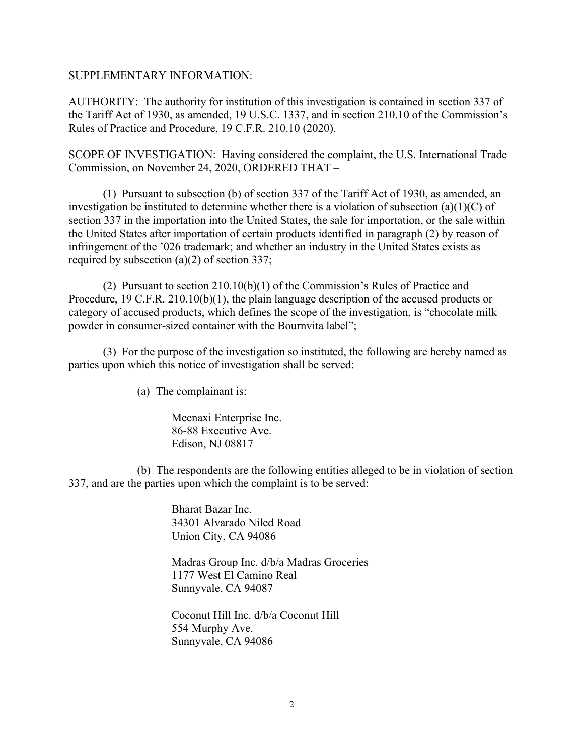SUPPLEMENTARY INFORMATION:

AUTHORITY: The authority for institution of this investigation is contained in section 337 of the Tariff Act of 1930, as amended, 19 U.S.C. 1337, and in section 210.10 of the Commission's Rules of Practice and Procedure, 19 C.F.R. 210.10 (2020).

SCOPE OF INVESTIGATION: Having considered the complaint, the U.S. International Trade Commission, on November 24, 2020, ORDERED THAT –

(1) Pursuant to subsection (b) of section 337 of the Tariff Act of 1930, as amended, an investigation be instituted to determine whether there is a violation of subsection (a)(1)(C) of section 337 in the importation into the United States, the sale for importation, or the sale within the United States after importation of certain products identified in paragraph (2) by reason of infringement of the '026 trademark; and whether an industry in the United States exists as required by subsection (a)(2) of section 337;

(2) Pursuant to section 210.10(b)(1) of the Commission's Rules of Practice and Procedure, 19 C.F.R. 210.10(b)(1), the plain language description of the accused products or category of accused products, which defines the scope of the investigation, is "chocolate milk powder in consumer-sized container with the Bournvita label";

(3) For the purpose of the investigation so instituted, the following are hereby named as parties upon which this notice of investigation shall be served:

(a) The complainant is:

Meenaxi Enterprise Inc.
86-88 Executive Ave.
Edison, NJ 08817

(b) The respondents are the following entities alleged to be in violation of section 337, and are the parties upon which the complaint is to be served:

Bharat Bazar Inc.
34301 Alvarado Niled Road
Union City, CA 94086

Madras Group Inc. d/b/a Madras Groceries
1177 West El Camino Real
Sunnyvale, CA 94087

Coconut Hill Inc. d/b/a Coconut Hill
554 Murphy Ave.
Sunnyvale, CA 94086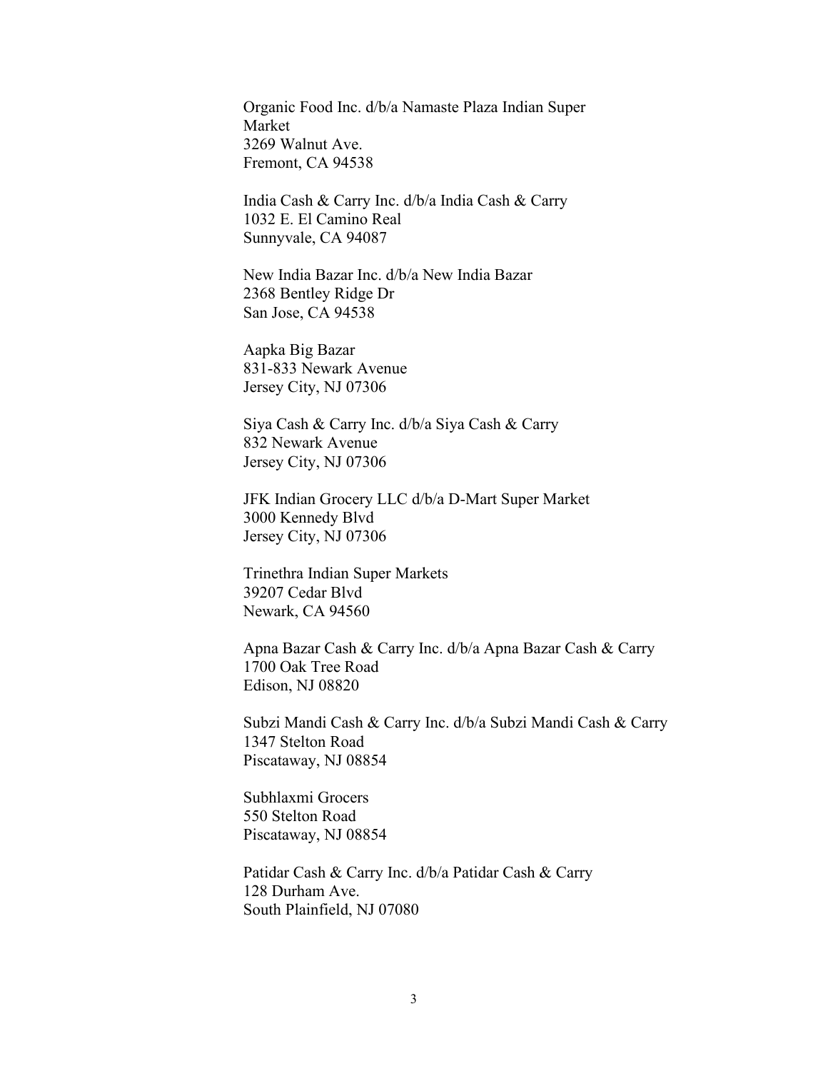Organic Food Inc. d/b/a Namaste Plaza Indian Super Market
3269 Walnut Ave.
Fremont, CA 94538

India Cash & Carry Inc. d/b/a India Cash & Carry
1032 E. El Camino Real
Sunnyvale, CA 94087

New India Bazar Inc. d/b/a New India Bazar
2368 Bentley Ridge Dr
San Jose, CA 94538

Aapka Big Bazar
831-833 Newark Avenue
Jersey City, NJ 07306

Siya Cash & Carry Inc. d/b/a Siya Cash & Carry
832 Newark Avenue
Jersey City, NJ 07306

JFK Indian Grocery LLC d/b/a D-Mart Super Market
3000 Kennedy Blvd
Jersey City, NJ 07306

Trinethra Indian Super Markets
39207 Cedar Blvd
Newark, CA 94560

Apna Bazar Cash & Carry Inc. d/b/a Apna Bazar Cash & Carry
1700 Oak Tree Road
Edison, NJ 08820

Subzi Mandi Cash & Carry Inc. d/b/a Subzi Mandi Cash & Carry
1347 Stelton Road
Piscataway, NJ 08854

Subhlaxmi Grocers
550 Stelton Road
Piscataway, NJ 08854

Patidar Cash & Carry Inc. d/b/a Patidar Cash & Carry
128 Durham Ave.
South Plainfield, NJ 07080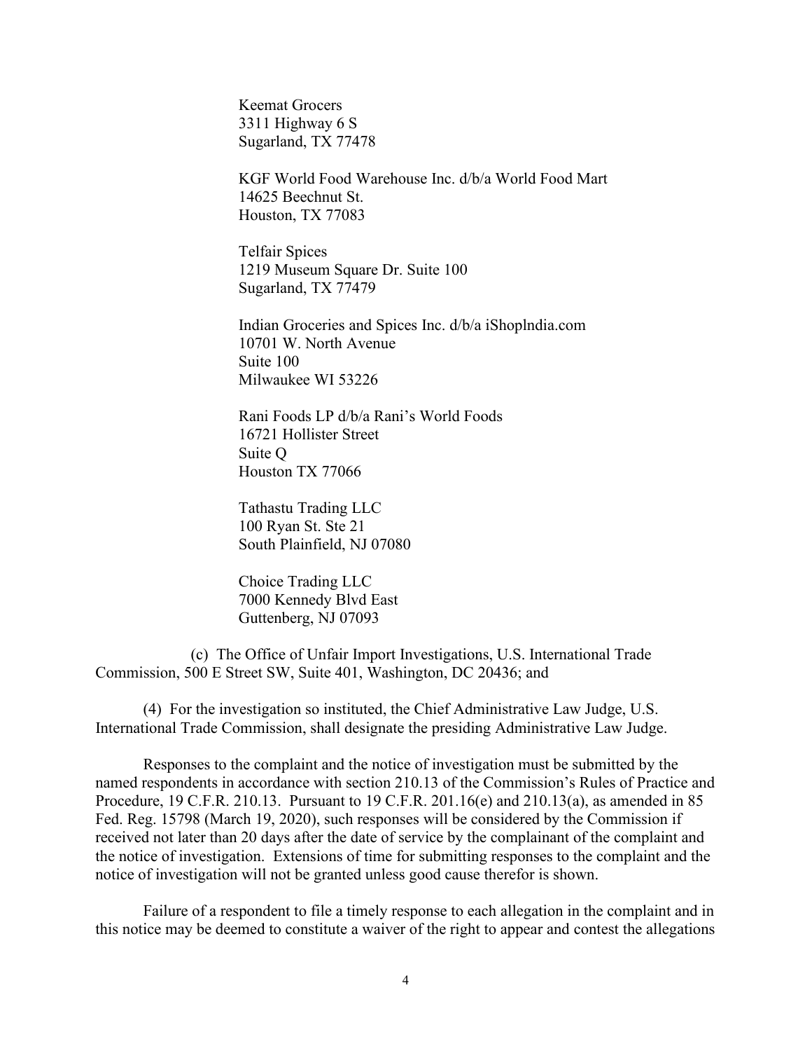Keemat Grocers
3311 Highway 6 S
Sugarland, TX 77478

KGF World Food Warehouse Inc. d/b/a World Food Mart
14625 Beechnut St.
Houston, TX 77083

Telfair Spices
1219 Museum Square Dr. Suite 100
Sugarland, TX 77479

Indian Groceries and Spices Inc. d/b/a iShoplndia.com
10701 W. North Avenue
Suite 100
Milwaukee WI 53226

Rani Foods LP d/b/a Rani's World Foods
16721 Hollister Street
Suite Q
Houston TX 77066

Tathastu Trading LLC
100 Ryan St. Ste 21
South Plainfield, NJ 07080

Choice Trading LLC
7000 Kennedy Blvd East
Guttenberg, NJ 07093

(c) The Office of Unfair Import Investigations, U.S. International Trade Commission, 500 E Street SW, Suite 401, Washington, DC 20436; and

(4) For the investigation so instituted, the Chief Administrative Law Judge, U.S. International Trade Commission, shall designate the presiding Administrative Law Judge.

Responses to the complaint and the notice of investigation must be submitted by the named respondents in accordance with section 210.13 of the Commission's Rules of Practice and Procedure, 19 C.F.R. 210.13. Pursuant to 19 C.F.R. 201.16(e) and 210.13(a), as amended in 85 Fed. Reg. 15798 (March 19, 2020), such responses will be considered by the Commission if received not later than 20 days after the date of service by the complainant of the complaint and the notice of investigation. Extensions of time for submitting responses to the complaint and the notice of investigation will not be granted unless good cause therefor is shown.

Failure of a respondent to file a timely response to each allegation in the complaint and in this notice may be deemed to constitute a waiver of the right to appear and contest the allegations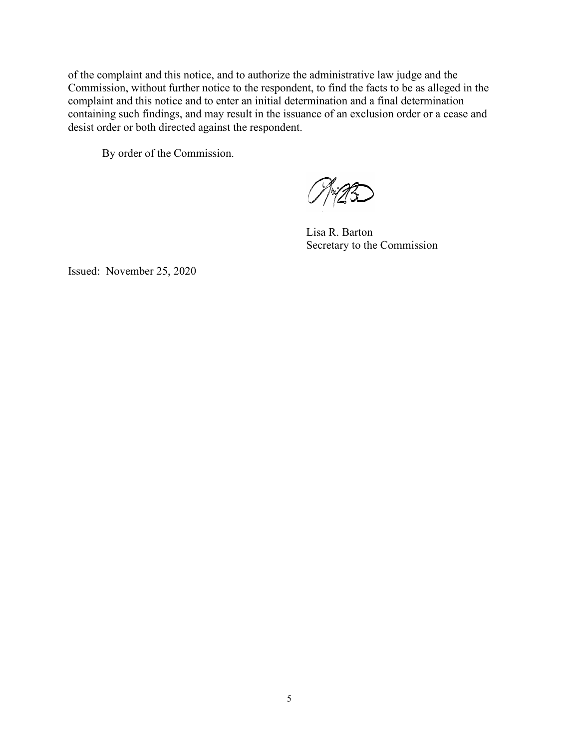of the complaint and this notice, and to authorize the administrative law judge and the Commission, without further notice to the respondent, to find the facts to be as alleged in the complaint and this notice and to enter an initial determination and a final determination containing such findings, and may result in the issuance of an exclusion order or a cease and desist order or both directed against the respondent.

By order of the Commission.

Lisa R. Barton
Secretary to the Commission

Issued: November 25, 2020